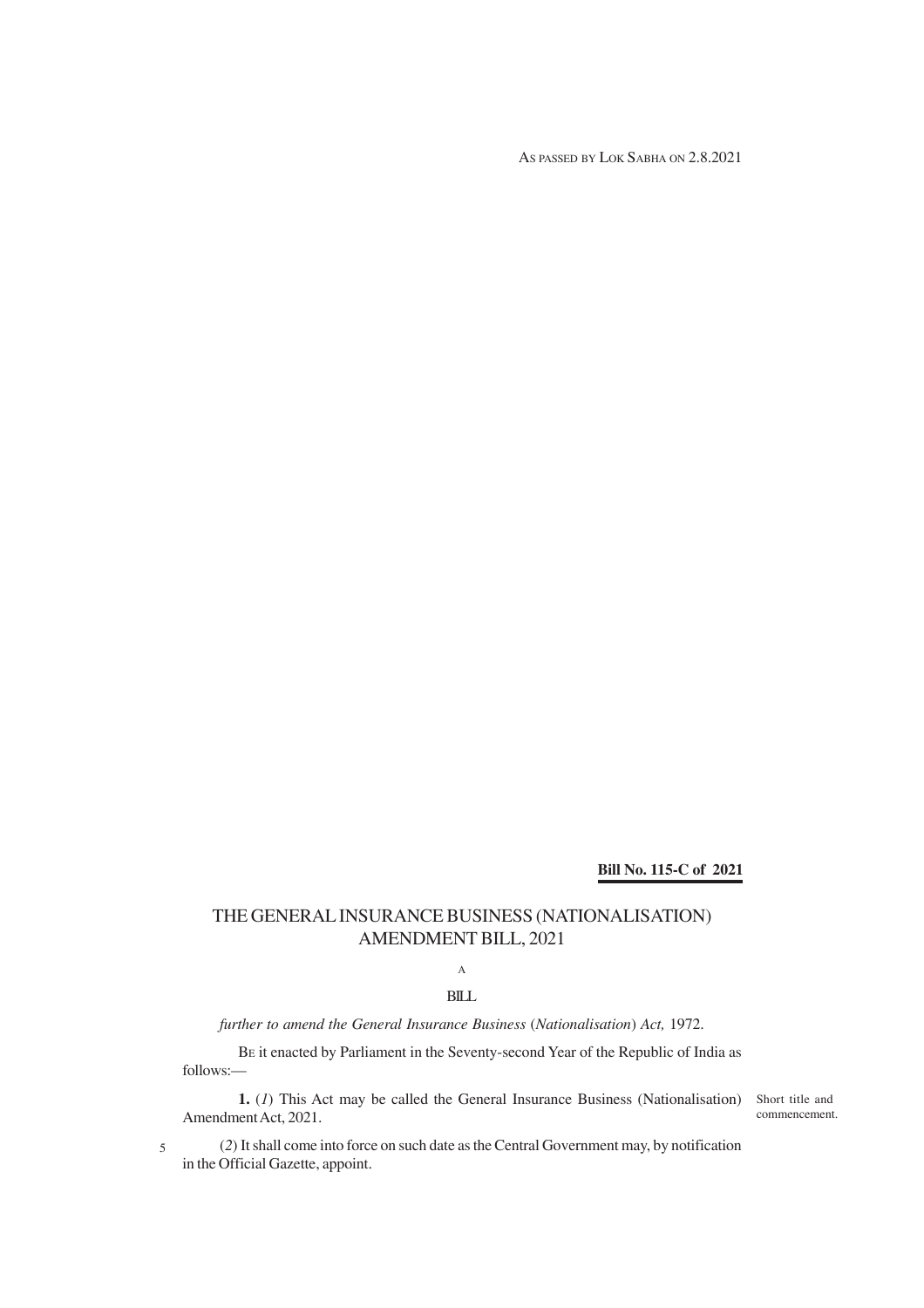AS PASSED BY LOK SABHA ON 2.8.2021

**Bill No. 115-C of 2021**

# THE GENERAL INSURANCE BUSINESS (NATIONALISATION) AMENDMENT BILL, 2021

A

BILL

*further to amend the General Insurance Business (Nationalisation) Act,* 1972.

BE it enacted by Parliament in the Seventy-second Year of the Republic of India as follows:—

Short title and commencement.

**1.** (*1*) This Act may be called the General Insurance Business (Nationalisation) Amendment Act, 2021.

(*2*) It shall come into force on such date as the Central Government may, by notification in the Official Gazette, appoint.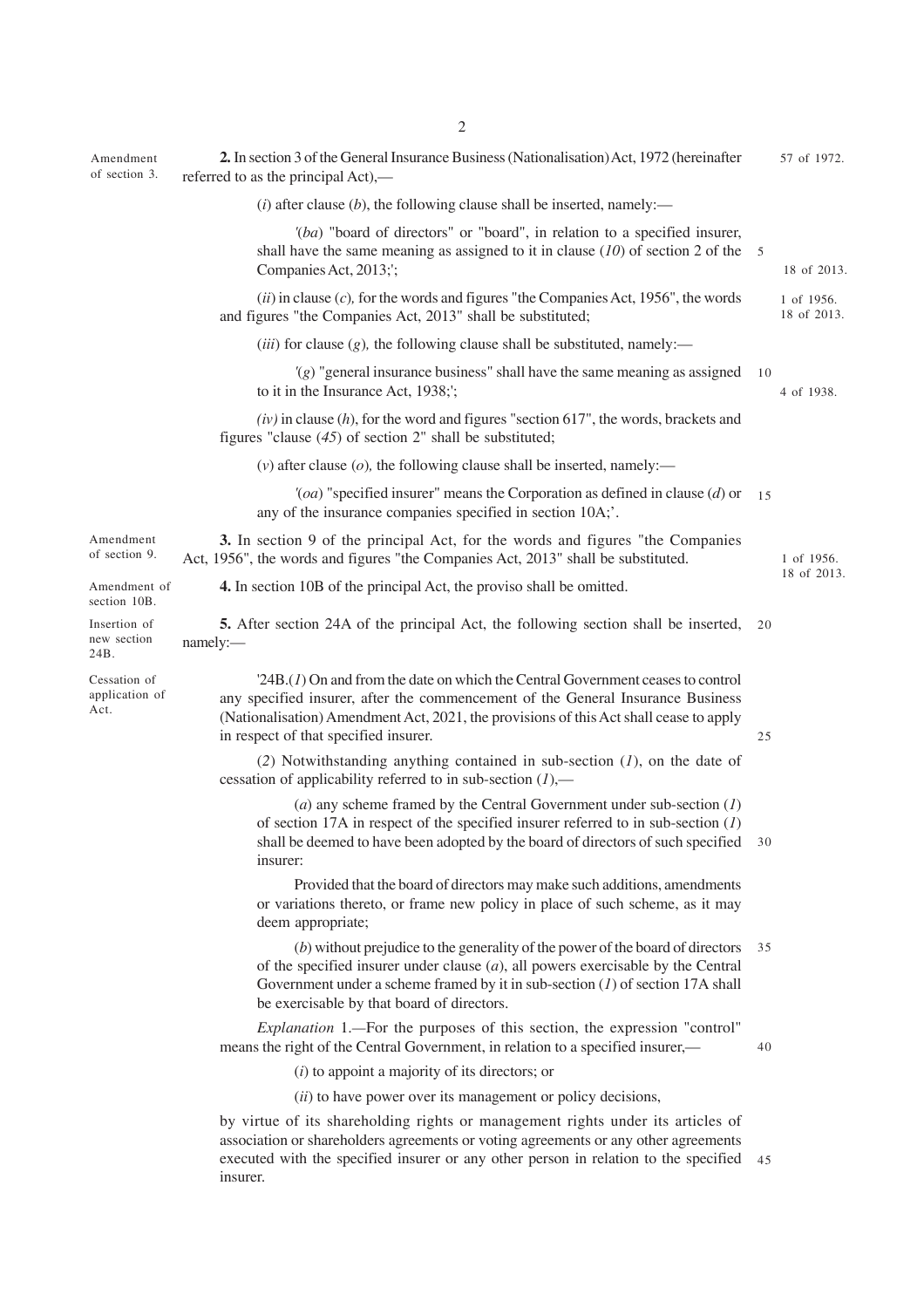Amendment of section 3.

**2.** In section 3 of the General Insurance Business (Nationalisation) Act, 1972 (hereinafter referred to as the principal Act),— 57 of 1972.

(*i*) after clause (*b*), the following clause shall be inserted, namely:—

'(*ba*) "board of directors" or "board", in relation to a specified insurer, shall have the same meaning as assigned to it in clause (*10*) of section 2 of the Companies Act, 2013;'; 18 of 2013.

(*ii*) in clause (*c*), for the words and figures "the Companies Act, 1956", the words and figures "the Companies Act, 2013" shall be substituted; 1 of 1956. 18 of 2013.

(*iii*) for clause (*g*), the following clause shall be substituted, namely:—

'(*g*) "general insurance business" shall have the same meaning as assigned to it in the Insurance Act, 1938;'; 4 of 1938.

(*iv*) in clause (*h*), for the word and figures "section 617", the words, brackets and figures "clause (*45*) of section 2" shall be substituted;

(*v*) after clause (*o*), the following clause shall be inserted, namely:—

'(*oa*) "specified insurer" means the Corporation as defined in clause (*d*) or any of the insurance companies specified in section 10A;'.

Amendment of section 9.

**3.** In section 9 of the principal Act, for the words and figures "the Companies Act, 1956", the words and figures "the Companies Act, 2013" shall be substituted. 1 of 1956. 18 of 2013.

Amendment of section 10B.

**4.** In section 10B of the principal Act, the proviso shall be omitted.

Insertion of new section 24B.

**5.** After section 24A of the principal Act, the following section shall be inserted, namely:—

Cessation of application of Act.

'24B.(*1*) On and from the date on which the Central Government ceases to control any specified insurer, after the commencement of the General Insurance Business (Nationalisation) Amendment Act, 2021, the provisions of this Act shall cease to apply in respect of that specified insurer.

(*2*) Notwithstanding anything contained in sub-section (*1*), on the date of cessation of applicability referred to in sub-section (*1*),—

(*a*) any scheme framed by the Central Government under sub-section (*1*) of section 17A in respect of the specified insurer referred to in sub-section (*1*) shall be deemed to have been adopted by the board of directors of such specified insurer:

Provided that the board of directors may make such additions, amendments or variations thereto, or frame new policy in place of such scheme, as it may deem appropriate;

(*b*) without prejudice to the generality of the power of the board of directors of the specified insurer under clause (*a*), all powers exercisable by the Central Government under a scheme framed by it in sub-section (*1*) of section 17A shall be exercisable by that board of directors.

*Explanation* 1.—For the purposes of this section, the expression "control" means the right of the Central Government, in relation to a specified insurer,—

(*i*) to appoint a majority of its directors; or

(*ii*) to have power over its management or policy decisions,

by virtue of its shareholding rights or management rights under its articles of association or shareholders agreements or voting agreements or any other agreements executed with the specified insurer or any other person in relation to the specified insurer.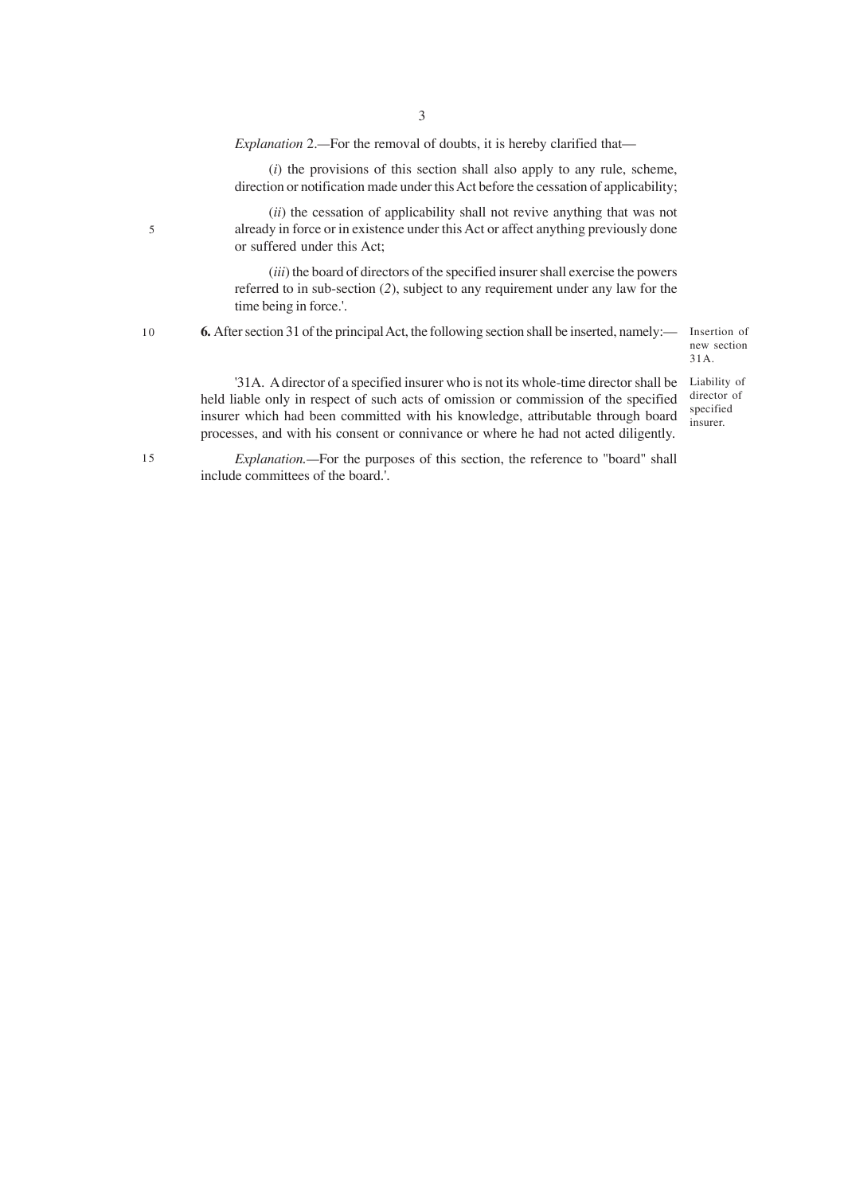*Explanation* 2.—For the removal of doubts, it is hereby clarified that—

(*i*) the provisions of this section shall also apply to any rule, scheme, direction or notification made under this Act before the cessation of applicability;

(*ii*) the cessation of applicability shall not revive anything that was not already in force or in existence under this Act or affect anything previously done or suffered under this Act;

(*iii*) the board of directors of the specified insurer shall exercise the powers referred to in sub-section (*2*), subject to any requirement under any law for the time being in force.'.

Insertion of new section 31A.

**6.** After section 31 of the principal Act, the following section shall be inserted, namely:—

Liability of director of specified insurer.

'31A. A director of a specified insurer who is not its whole-time director shall be held liable only in respect of such acts of omission or commission of the specified insurer which had been committed with his knowledge, attributable through board processes, and with his consent or connivance or where he had not acted diligently.

*Explanation.*—For the purposes of this section, the reference to "board" shall include committees of the board.'.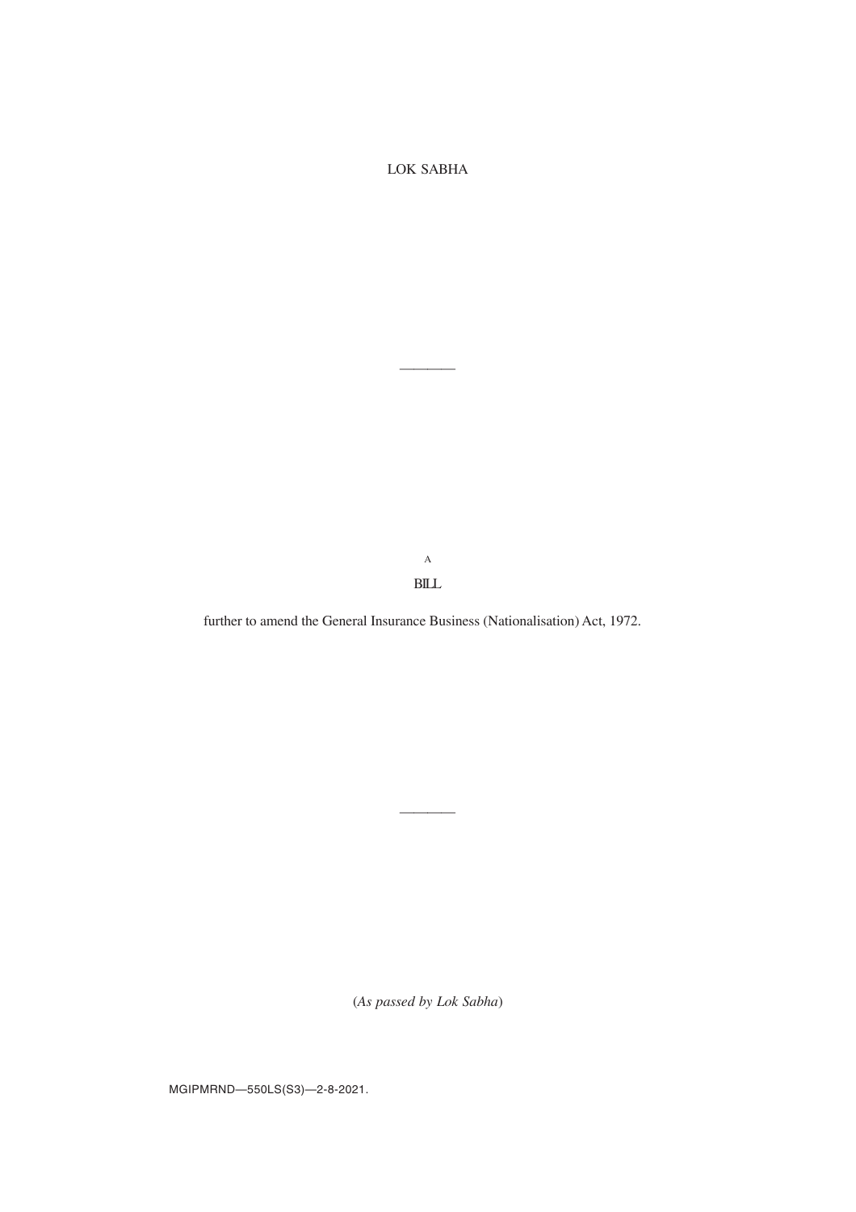LOK SABHA

————

A

BILL

further to amend the General Insurance Business (Nationalisation) Act, 1972.

————

(*As passed by Lok Sabha*)

MGIPMRND—550LS(S3)—2-8-2021.